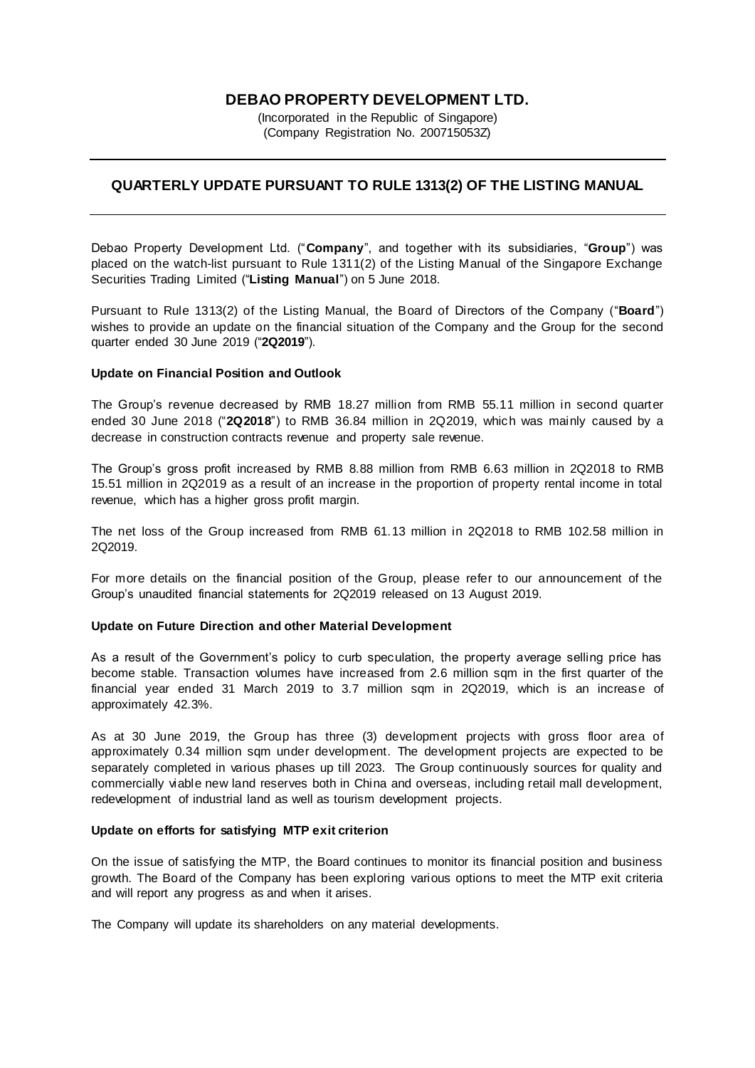# DEBAO PROPERTY DEVELOPMENT LTD.

(Incorporated in the Republic of Singapore)
(Company Registration No. 200715053Z)

---

## QUARTERLY UPDATE PURSUANT TO RULE 1313(2) OF THE LISTING MANUAL

---

Debao Property Development Ltd. ("**Company**", and together with its subsidiaries, "**Group**") was placed on the watch-list pursuant to Rule 1311(2) of the Listing Manual of the Singapore Exchange Securities Trading Limited ("**Listing Manual**") on 5 June 2018.

Pursuant to Rule 1313(2) of the Listing Manual, the Board of Directors of the Company ("**Board**") wishes to provide an update on the financial situation of the Company and the Group for the second quarter ended 30 June 2019 ("**2Q2019**").

### Update on Financial Position and Outlook

The Group's revenue decreased by RMB 18.27 million from RMB 55.11 million in second quarter ended 30 June 2018 ("**2Q2018**") to RMB 36.84 million in 2Q2019, which was mainly caused by a decrease in construction contracts revenue and property sale revenue.

The Group's gross profit increased by RMB 8.88 million from RMB 6.63 million in 2Q2018 to RMB 15.51 million in 2Q2019 as a result of an increase in the proportion of property rental income in total revenue, which has a higher gross profit margin.

The net loss of the Group increased from RMB 61.13 million in 2Q2018 to RMB 102.58 million in 2Q2019.

For more details on the financial position of the Group, please refer to our announcement of the Group's unaudited financial statements for 2Q2019 released on 13 August 2019.

### Update on Future Direction and other Material Development

As a result of the Government's policy to curb speculation, the property average selling price has become stable. Transaction volumes have increased from 2.6 million sqm in the first quarter of the financial year ended 31 March 2019 to 3.7 million sqm in 2Q2019, which is an increase of approximately 42.3%.

As at 30 June 2019, the Group has three (3) development projects with gross floor area of approximately 0.34 million sqm under development. The development projects are expected to be separately completed in various phases up till 2023. The Group continuously sources for quality and commercially viable new land reserves both in China and overseas, including retail mall development, redevelopment of industrial land as well as tourism development projects.

### Update on efforts for satisfying MTP exit criterion

On the issue of satisfying the MTP, the Board continues to monitor its financial position and business growth. The Board of the Company has been exploring various options to meet the MTP exit criteria and will report any progress as and when it arises.

The Company will update its shareholders on any material developments.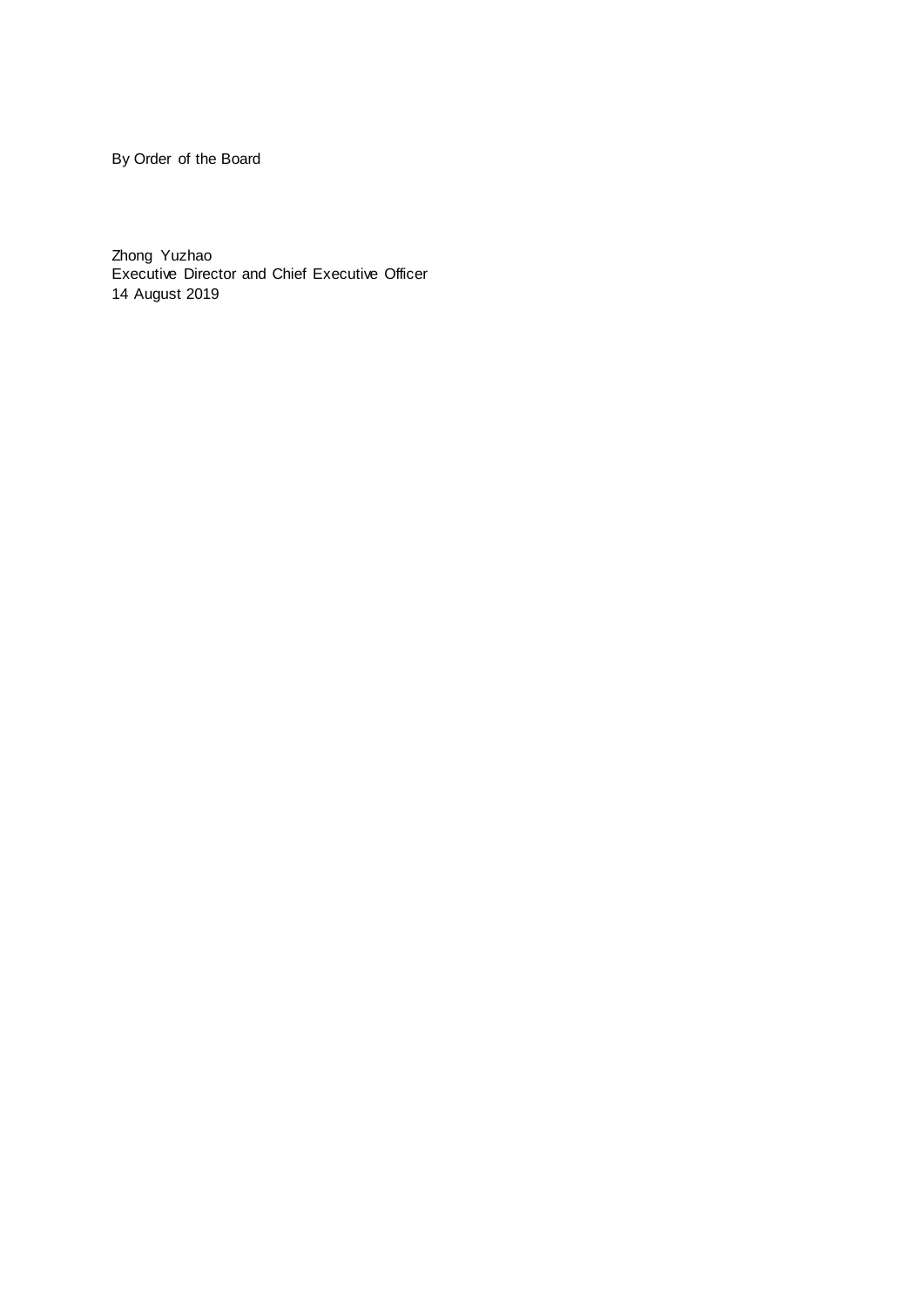By Order of the Board

Zhong Yuzhao
Executive Director and Chief Executive Officer
14 August 2019